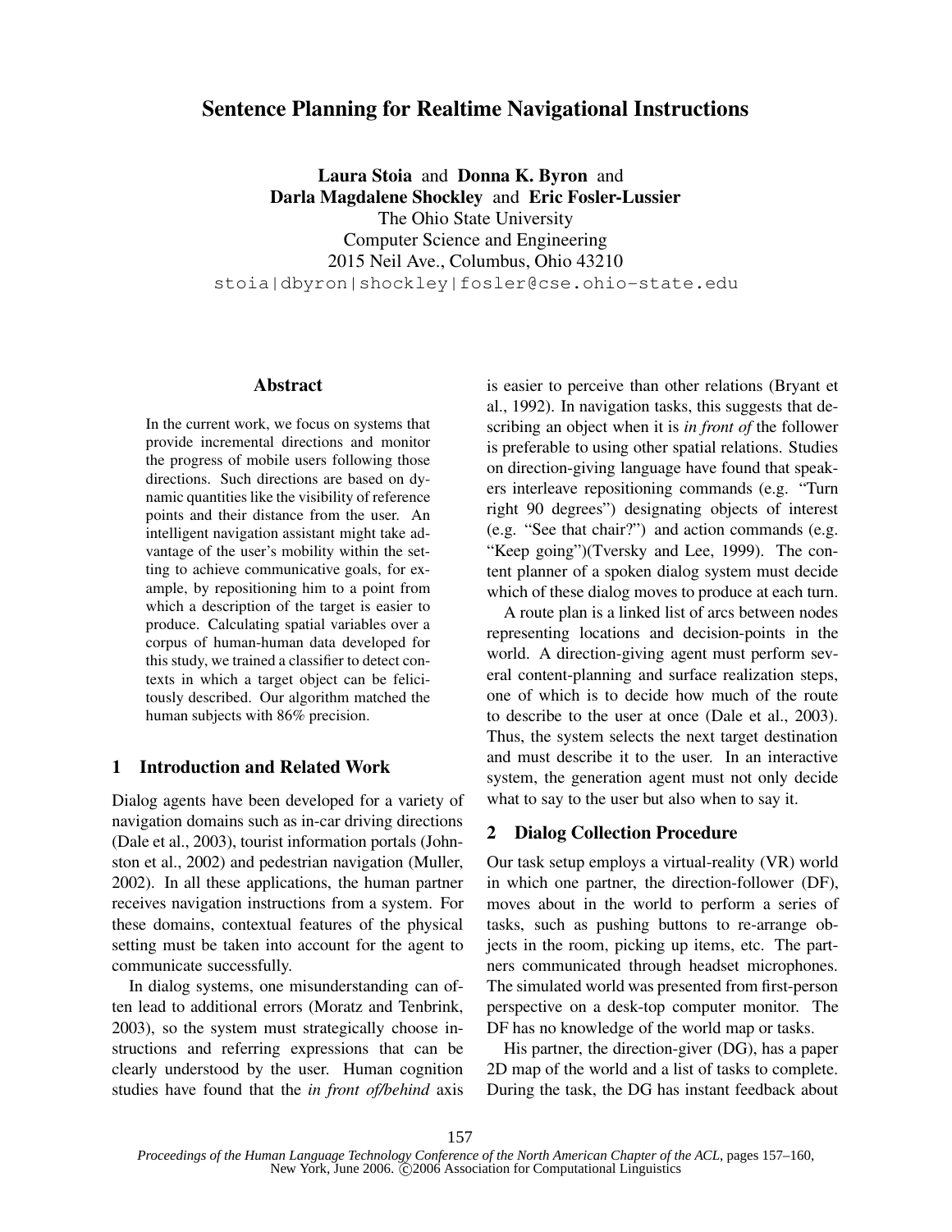# Sentence Planning for Realtime Navigational Instructions

**Laura Stoia** and **Donna K. Byron** and
**Darla Magdalene Shockley** and **Eric Fosler-Lussier**
The Ohio State University
Computer Science and Engineering
2015 Neil Ave., Columbus, Ohio 43210
stoia|dbyron|shockley|fosler@cse.ohio-state.edu

## Abstract

In the current work, we focus on systems that provide incremental directions and monitor the progress of mobile users following those directions. Such directions are based on dynamic quantities like the visibility of reference points and their distance from the user. An intelligent navigation assistant might take advantage of the user's mobility within the setting to achieve communicative goals, for example, by repositioning him to a point from which a description of the target is easier to produce. Calculating spatial variables over a corpus of human-human data developed for this study, we trained a classifier to detect contexts in which a target object can be felicitously described. Our algorithm matched the human subjects with 86% precision.

## 1 Introduction and Related Work

Dialog agents have been developed for a variety of navigation domains such as in-car driving directions (Dale et al., 2003), tourist information portals (Johnston et al., 2002) and pedestrian navigation (Muller, 2002). In all these applications, the human partner receives navigation instructions from a system. For these domains, contextual features of the physical setting must be taken into account for the agent to communicate successfully.

In dialog systems, one misunderstanding can often lead to additional errors (Moratz and Tenbrink, 2003), so the system must strategically choose instructions and referring expressions that can be clearly understood by the user. Human cognition studies have found that the *in front of/behind* axis is easier to perceive than other relations (Bryant et al., 1992). In navigation tasks, this suggests that describing an object when it is *in front of* the follower is preferable to using other spatial relations. Studies on direction-giving language have found that speakers interleave repositioning commands (e.g. "Turn right 90 degrees") designating objects of interest (e.g. "See that chair?") and action commands (e.g. "Keep going")(Tversky and Lee, 1999). The content planner of a spoken dialog system must decide which of these dialog moves to produce at each turn.

A route plan is a linked list of arcs between nodes representing locations and decision-points in the world. A direction-giving agent must perform several content-planning and surface realization steps, one of which is to decide how much of the route to describe to the user at once (Dale et al., 2003). Thus, the system selects the next target destination and must describe it to the user. In an interactive system, the generation agent must not only decide what to say to the user but also when to say it.

## 2 Dialog Collection Procedure

Our task setup employs a virtual-reality (VR) world in which one partner, the direction-follower (DF), moves about in the world to perform a series of tasks, such as pushing buttons to re-arrange objects in the room, picking up items, etc. The partners communicated through headset microphones. The simulated world was presented from first-person perspective on a desk-top computer monitor. The DF has no knowledge of the world map or tasks.

His partner, the direction-giver (DG), has a paper 2D map of the world and a list of tasks to complete. During the task, the DG has instant feedback about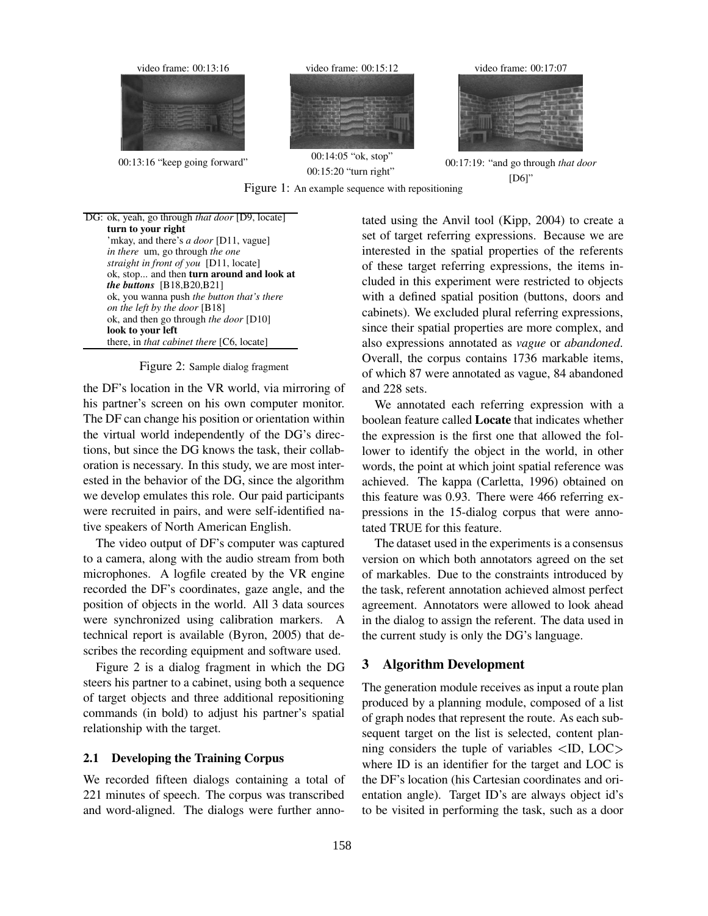video frame: 00:13:16

00:13:16 "keep going forward"

video frame: 00:15:12

00:14:05 "ok, stop"
00:15:20 "turn right"

video frame: 00:17:07

00:17:19: "and go through *that door* [D6]"

Figure 1: An example sequence with repositioning

DG: ok, yeah, go through *that door* [D9, locate]
**turn to your right**
'mkay, and there's *a door* [D11, vague]
*in there* um, go through *the one straight in front of you* [D11, locate]
ok, stop... and then **turn around and look at *the buttons*** [B18,B20,B21]
ok, you wanna push *the button that's there on the left by the door* [B18]
ok, and then go through *the door* [D10]
**look to your left**
there, in *that cabinet there* [C6, locate]

Figure 2: Sample dialog fragment

the DF's location in the VR world, via mirroring of his partner's screen on his own computer monitor. The DF can change his position or orientation within the virtual world independently of the DG's directions, but since the DG knows the task, their collaboration is necessary. In this study, we are most interested in the behavior of the DG, since the algorithm we develop emulates this role. Our paid participants were recruited in pairs, and were self-identified native speakers of North American English.

The video output of DF's computer was captured to a camera, along with the audio stream from both microphones. A logfile created by the VR engine recorded the DF's coordinates, gaze angle, and the position of objects in the world. All 3 data sources were synchronized using calibration markers. A technical report is available (Byron, 2005) that describes the recording equipment and software used.

Figure 2 is a dialog fragment in which the DG steers his partner to a cabinet, using both a sequence of target objects and three additional repositioning commands (in bold) to adjust his partner's spatial relationship with the target.

### 2.1 Developing the Training Corpus

We recorded fifteen dialogs containing a total of 221 minutes of speech. The corpus was transcribed and word-aligned. The dialogs were further annotated using the Anvil tool (Kipp, 2004) to create a set of target referring expressions. Because we are interested in the spatial properties of the referents of these target referring expressions, the items included in this experiment were restricted to objects with a defined spatial position (buttons, doors and cabinets). We excluded plural referring expressions, since their spatial properties are more complex, and also expressions annotated as *vague* or *abandoned*. Overall, the corpus contains 1736 markable items, of which 87 were annotated as vague, 84 abandoned and 228 sets.

We annotated each referring expression with a boolean feature called **Locate** that indicates whether the expression is the first one that allowed the follower to identify the object in the world, in other words, the point at which joint spatial reference was achieved. The kappa (Carletta, 1996) obtained on this feature was 0.93. There were 466 referring expressions in the 15-dialog corpus that were annotated TRUE for this feature.

The dataset used in the experiments is a consensus version on which both annotators agreed on the set of markables. Due to the constraints introduced by the task, referent annotation achieved almost perfect agreement. Annotators were allowed to look ahead in the dialog to assign the referent. The data used in the current study is only the DG's language.

## 3 Algorithm Development

The generation module receives as input a route plan produced by a planning module, composed of a list of graph nodes that represent the route. As each subsequent target on the list is selected, content planning considers the tuple of variables <ID, LOC> where ID is an identifier for the target and LOC is the DF's location (his Cartesian coordinates and orientation angle). Target ID's are always object id's to be visited in performing the task, such as a door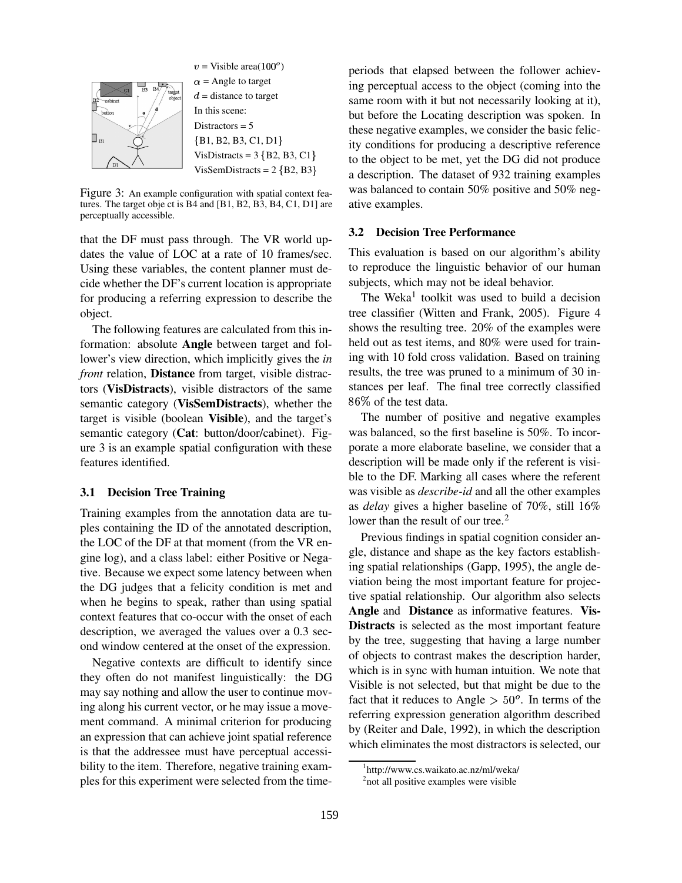$v$ = Visible area($100^o$)
$\alpha$ = Angle to target
$d$ = distance to target
In this scene:
Distractors = 5
{B1, B2, B3, C1, D1}
VisDistracts = 3 {B2, B3, C1}
VisSemDistracts = 2 {B2, B3}

Figure 3: An example configuration with spatial context features. The target obje ct is B4 and [B1, B2, B3, B4, C1, D1] are perceptually accessible.

that the DF must pass through. The VR world updates the value of LOC at a rate of 10 frames/sec. Using these variables, the content planner must decide whether the DF's current location is appropriate for producing a referring expression to describe the object.

The following features are calculated from this information: absolute **Angle** between target and follower's view direction, which implicitly gives the *in front* relation, **Distance** from target, visible distractors (**VisDistracts**), visible distractors of the same semantic category (**VisSemDistracts**), whether the target is visible (boolean **Visible**), and the target's semantic category (**Cat**: button/door/cabinet). Figure 3 is an example spatial configuration with these features identified.

### 3.1 Decision Tree Training

Training examples from the annotation data are tuples containing the ID of the annotated description, the LOC of the DF at that moment (from the VR engine log), and a class label: either Positive or Negative. Because we expect some latency between when the DG judges that a felicity condition is met and when he begins to speak, rather than using spatial context features that co-occur with the onset of each description, we averaged the values over a 0.3 second window centered at the onset of the expression.

Negative contexts are difficult to identify since they often do not manifest linguistically: the DG may say nothing and allow the user to continue moving along his current vector, or he may issue a movement command. A minimal criterion for producing an expression that can achieve joint spatial reference is that the addressee must have perceptual accessibility to the item. Therefore, negative training examples for this experiment were selected from the time-periods that elapsed between the follower achieving perceptual access to the object (coming into the same room with it but not necessarily looking at it), but before the Locating description was spoken. In these negative examples, we consider the basic felicity conditions for producing a descriptive reference to the object to be met, yet the DG did not produce a description. The dataset of 932 training examples was balanced to contain 50% positive and 50% negative examples.

### 3.2 Decision Tree Performance

This evaluation is based on our algorithm's ability to reproduce the linguistic behavior of our human subjects, which may not be ideal behavior.

The Weka[1] toolkit was used to build a decision tree classifier (Witten and Frank, 2005). Figure 4 shows the resulting tree. 20% of the examples were held out as test items, and 80% were used for training with 10 fold cross validation. Based on training results, the tree was pruned to a minimum of 30 instances per leaf. The final tree correctly classified 86% of the test data.

The number of positive and negative examples was balanced, so the first baseline is 50%. To incorporate a more elaborate baseline, we consider that a description will be made only if the referent is visible to the DF. Marking all cases where the referent was visible as *describe-id* and all the other examples as *delay* gives a higher baseline of 70%, still 16% lower than the result of our tree.[2]

Previous findings in spatial cognition consider angle, distance and shape as the key factors establishing spatial relationships (Gapp, 1995), the angle deviation being the most important feature for projective spatial relationship. Our algorithm also selects **Angle** and **Distance** as informative features. **VisDistracts** is selected as the most important feature by the tree, suggesting that having a large number of objects to contrast makes the description harder, which is in sync with human intuition. We note that Visible is not selected, but that might be due to the fact that it reduces to Angle $> 50^o$. In terms of the referring expression generation algorithm described by (Reiter and Dale, 1992), in which the description which eliminates the most distractors is selected, our

[1] http://www.cs.waikato.ac.nz/ml/weka/

[2] not all positive examples were visible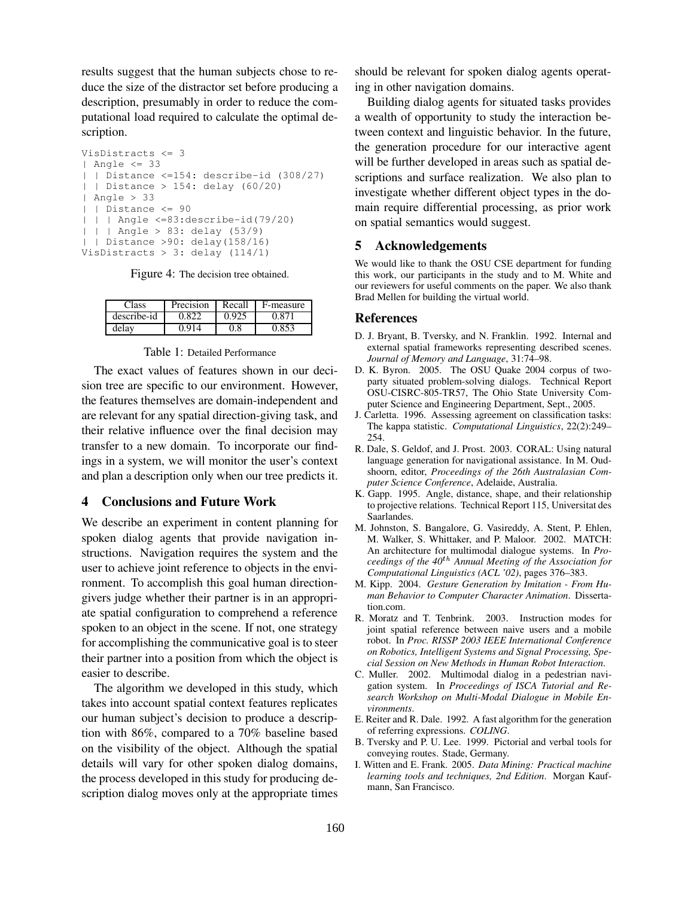results suggest that the human subjects chose to reduce the size of the distractor set before producing a description, presumably in order to reduce the computational load required to calculate the optimal description.

```
VisDistracts <= 3
| Angle <= 33
| | Distance <=154: describe-id (308/27)
| | Distance > 154: delay (60/20)
| Angle > 33
| | Distance <= 90
| | | Angle <=83:describe-id(79/20)
| | | Angle > 83: delay (53/9)
| | Distance >90: delay(158/16)
VisDistracts > 3: delay (114/1)
```

Figure 4: The decision tree obtained.

| Class | Precision | Recall | F-measure |
|---|---|---|---|
| describe-id | 0.822 | 0.925 | 0.871 |
| delay | 0.914 | 0.8 | 0.853 |

Table 1: Detailed Performance

The exact values of features shown in our decision tree are specific to our environment. However, the features themselves are domain-independent and are relevant for any spatial direction-giving task, and their relative influence over the final decision may transfer to a new domain. To incorporate our findings in a system, we will monitor the user's context and plan a description only when our tree predicts it.

## 4 Conclusions and Future Work

We describe an experiment in content planning for spoken dialog agents that provide navigation instructions. Navigation requires the system and the user to achieve joint reference to objects in the environment. To accomplish this goal human direction-givers judge whether their partner is in an appropriate spatial configuration to comprehend a reference spoken to an object in the scene. If not, one strategy for accomplishing the communicative goal is to steer their partner into a position from which the object is easier to describe.

The algorithm we developed in this study, which takes into account spatial context features replicates our human subject's decision to produce a description with 86%, compared to a 70% baseline based on the visibility of the object. Although the spatial details will vary for other spoken dialog domains, the process developed in this study for producing description dialog moves only at the appropriate times should be relevant for spoken dialog agents operating in other navigation domains.

Building dialog agents for situated tasks provides a wealth of opportunity to study the interaction between context and linguistic behavior. In the future, the generation procedure for our interactive agent will be further developed in areas such as spatial descriptions and surface realization. We also plan to investigate whether different object types in the domain require differential processing, as prior work on spatial semantics would suggest.

## 5 Acknowledgements

We would like to thank the OSU CSE department for funding this work, our participants in the study and to M. White and our reviewers for useful comments on the paper. We also thank Brad Mellen for building the virtual world.

## References

D. J. Bryant, B. Tversky, and N. Franklin. 1992. Internal and external spatial frameworks representing described scenes. *Journal of Memory and Language*, 31:74–98.

D. K. Byron. 2005. The OSU Quake 2004 corpus of two-party situated problem-solving dialogs. Technical Report OSU-CISRC-805-TR57, The Ohio State University Computer Science and Engineering Department, Sept., 2005.

J. Carletta. 1996. Assessing agreement on classification tasks: The kappa statistic. *Computational Linguistics*, 22(2):249–254.

R. Dale, S. Geldof, and J. Prost. 2003. CORAL: Using natural language generation for navigational assistance. In M. Oudshoorn, editor, *Proceedings of the 26th Australasian Computer Science Conference*, Adelaide, Australia.

K. Gapp. 1995. Angle, distance, shape, and their relationship to projective relations. Technical Report 115, Universitat des Saarlandes.

M. Johnston, S. Bangalore, G. Vasireddy, A. Stent, P. Ehlen, M. Walker, S. Whittaker, and P. Maloor. 2002. MATCH: An architecture for multimodal dialogue systems. In *Proceedings of the 40$^{th}$ Annual Meeting of the Association for Computational Linguistics (ACL '02)*, pages 376–383.

M. Kipp. 2004. *Gesture Generation by Imitation - From Human Behavior to Computer Character Animation*. Dissertation.com.

R. Moratz and T. Tenbrink. 2003. Instruction modes for joint spatial reference between naive users and a mobile robot. In *Proc. RISSP 2003 IEEE International Conference on Robotics, Intelligent Systems and Signal Processing, Special Session on New Methods in Human Robot Interaction*.

C. Muller. 2002. Multimodal dialog in a pedestrian navigation system. In *Proceedings of ISCA Tutorial and Research Workshop on Multi-Modal Dialogue in Mobile Environments*.

E. Reiter and R. Dale. 1992. A fast algorithm for the generation of referring expressions. *COLING*.

B. Tversky and P. U. Lee. 1999. Pictorial and verbal tools for conveying routes. Stade, Germany.

I. Witten and E. Frank. 2005. *Data Mining: Practical machine learning tools and techniques, 2nd Edition*. Morgan Kaufmann, San Francisco.